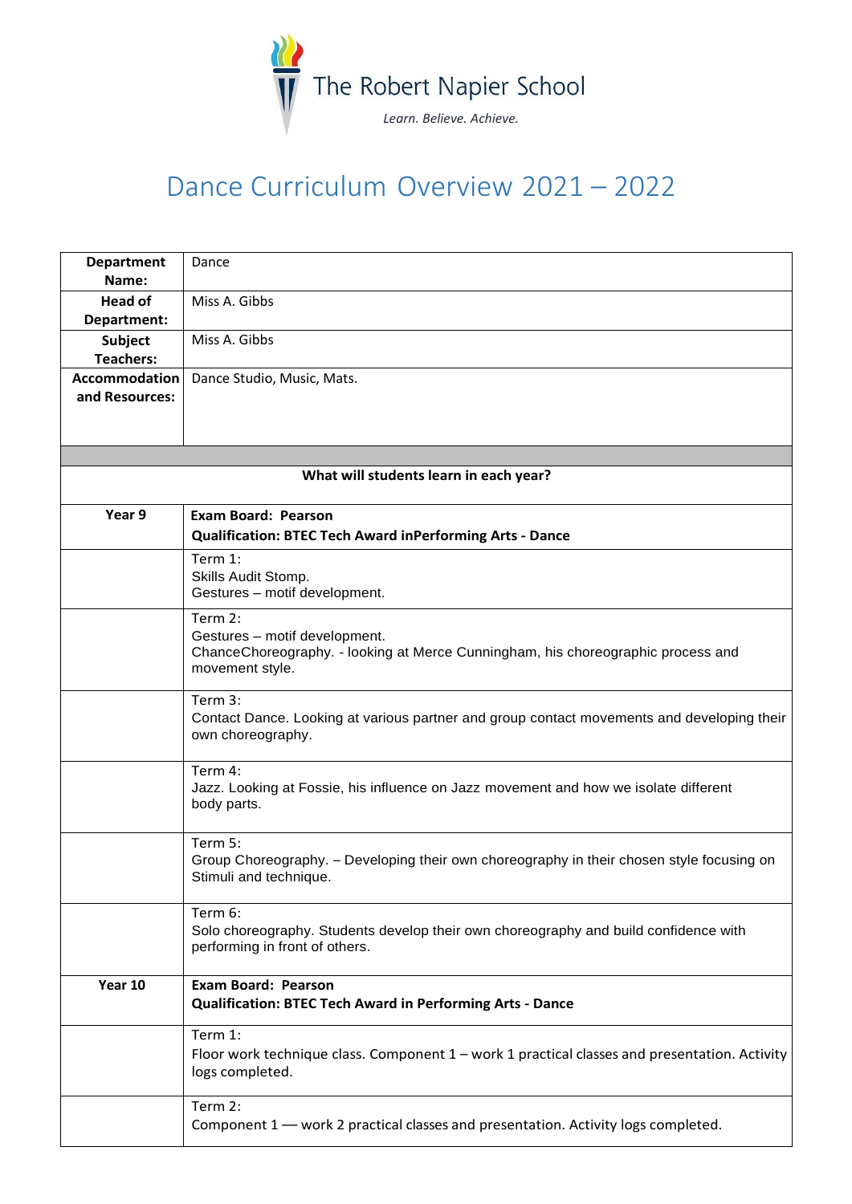The Robert Napier School

*Learn. Believe. Achieve.*

# Dance Curriculum Overview 2021 – 2022

| **Department Name:** | Dance |
|---|---|
| **Head of Department:** | Miss A. Gibbs |
| **Subject Teachers:** | Miss A. Gibbs |
| **Accommodation and Resources:** | Dance Studio, Music, Mats. |
| | |
| **What will students learn in each year?** | |
| **Year 9** | **Exam Board: Pearson**<br>**Qualification: BTEC Tech Award inPerforming Arts - Dance** |
| | Term 1:<br>Skills Audit Stomp.<br>Gestures – motif development. |
| | Term 2:<br>Gestures – motif development.<br>ChanceChoreography. - looking at Merce Cunningham, his choreographic process and movement style. |
| | Term 3:<br>Contact Dance. Looking at various partner and group contact movements and developing their own choreography. |
| | Term 4:<br>Jazz. Looking at Fossie, his influence on Jazz movement and how we isolate different body parts. |
| | Term 5:<br>Group Choreography. – Developing their own choreography in their chosen style focusing on Stimuli and technique. |
| | Term 6:<br>Solo choreography. Students develop their own choreography and build confidence with performing in front of others. |
| **Year 10** | **Exam Board: Pearson**<br>**Qualification: BTEC Tech Award in Performing Arts - Dance** |
| | Term 1:<br>Floor work technique class. Component 1 – work 1 practical classes and presentation. Activity logs completed. |
| | Term 2:<br>Component 1 — work 2 practical classes and presentation. Activity logs completed. |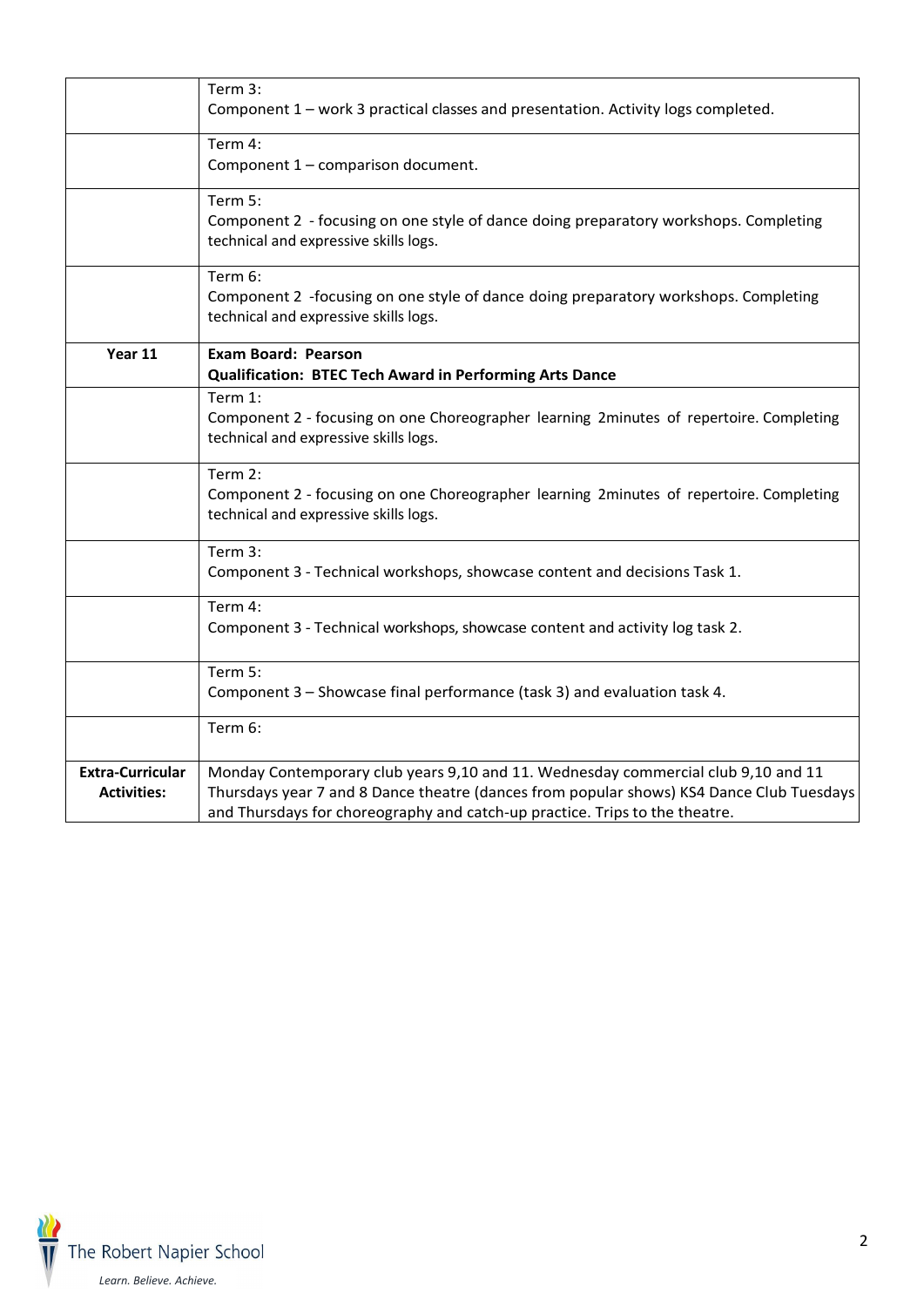| | |
|---|---|
| | Term 3:<br>Component 1 – work 3 practical classes and presentation. Activity logs completed. |
| | Term 4:<br>Component 1 – comparison document. |
| | Term 5:<br>Component 2 - focusing on one style of dance doing preparatory workshops. Completing technical and expressive skills logs. |
| | Term 6:<br>Component 2 -focusing on one style of dance doing preparatory workshops. Completing technical and expressive skills logs. |
| **Year 11** | **Exam Board: Pearson**<br>**Qualification: BTEC Tech Award in Performing Arts Dance** |
| | Term 1:<br>Component 2 - focusing on one Choreographer learning 2minutes of repertoire. Completing technical and expressive skills logs. |
| | Term 2:<br>Component 2 - focusing on one Choreographer learning 2minutes of repertoire. Completing technical and expressive skills logs. |
| | Term 3:<br>Component 3 - Technical workshops, showcase content and decisions Task 1. |
| | Term 4:<br>Component 3 - Technical workshops, showcase content and activity log task 2. |
| | Term 5:<br>Component 3 – Showcase final performance (task 3) and evaluation task 4. |
| | Term 6: |
| **Extra-Curricular Activities:** | Monday Contemporary club years 9,10 and 11. Wednesday commercial club 9,10 and 11 Thursdays year 7 and 8 Dance theatre (dances from popular shows) KS4 Dance Club Tuesdays and Thursdays for choreography and catch-up practice. Trips to the theatre. |